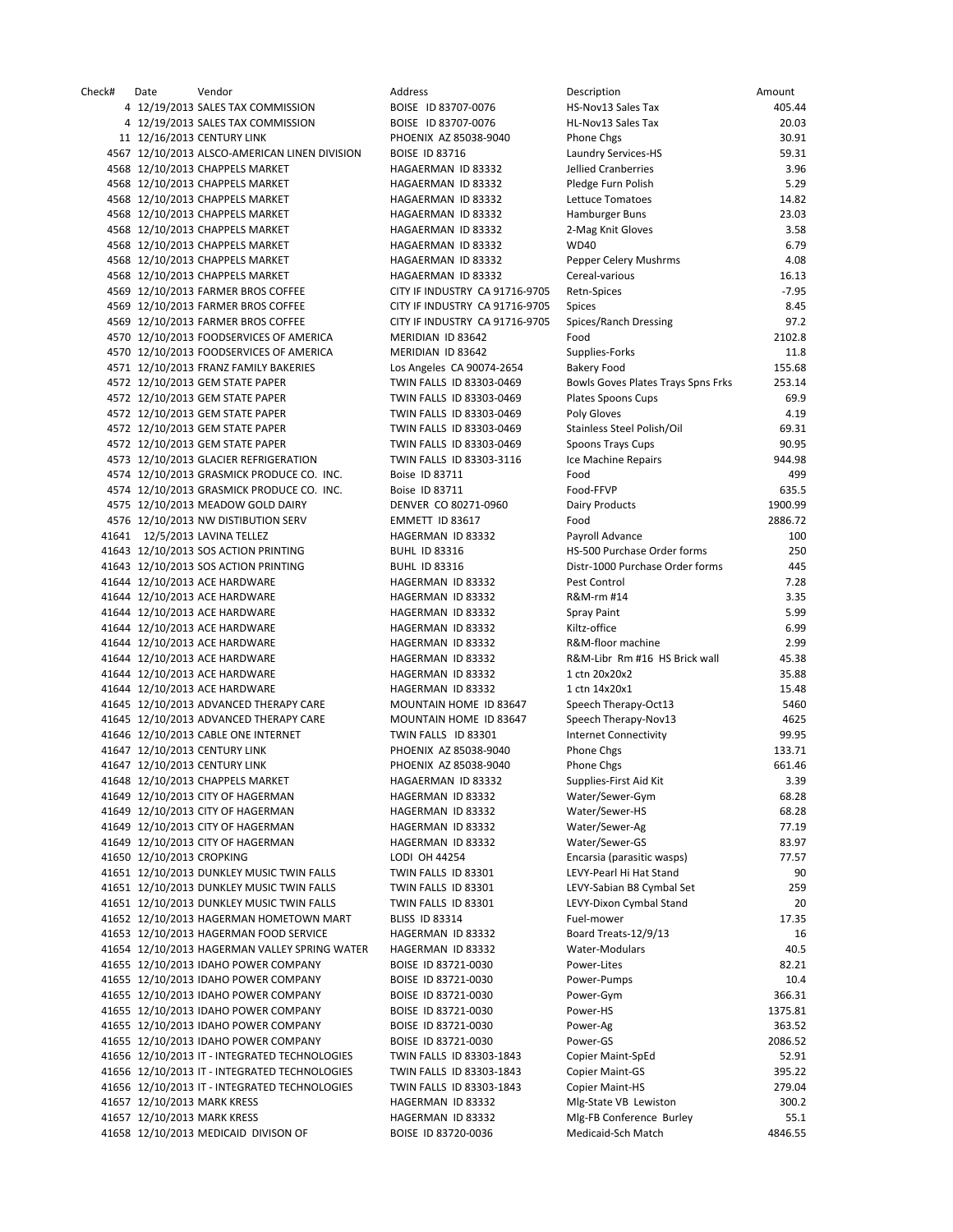| Check# | Date | Vendor | Address | Description | Amount |
|---|---|---|---|---|---|
| 4 | 12/19/2013 | SALES TAX COMMISSION | BOISE ID 83707-0076 | HS-Nov13 Sales Tax | 405.44 |
| 4 | 12/19/2013 | SALES TAX COMMISSION | BOISE ID 83707-0076 | HL-Nov13 Sales Tax | 20.03 |
| 11 | 12/16/2013 | CENTURY LINK | PHOENIX AZ 85038-9040 | Phone Chgs | 30.91 |
| 4567 | 12/10/2013 | ALSCO-AMERICAN LINEN DIVISION | BOISE ID 83716 | Laundry Services-HS | 59.31 |
| 4568 | 12/10/2013 | CHAPPELS MARKET | HAGAERMAN ID 83332 | Jellied Cranberries | 3.96 |
| 4568 | 12/10/2013 | CHAPPELS MARKET | HAGAERMAN ID 83332 | Pledge Furn Polish | 5.29 |
| 4568 | 12/10/2013 | CHAPPELS MARKET | HAGAERMAN ID 83332 | Lettuce Tomatoes | 14.82 |
| 4568 | 12/10/2013 | CHAPPELS MARKET | HAGAERMAN ID 83332 | Hamburger Buns | 23.03 |
| 4568 | 12/10/2013 | CHAPPELS MARKET | HAGAERMAN ID 83332 | 2-Mag Knit Gloves | 3.58 |
| 4568 | 12/10/2013 | CHAPPELS MARKET | HAGAERMAN ID 83332 | WD40 | 6.79 |
| 4568 | 12/10/2013 | CHAPPELS MARKET | HAGAERMAN ID 83332 | Pepper Celery Mushrms | 4.08 |
| 4568 | 12/10/2013 | CHAPPELS MARKET | HAGAERMAN ID 83332 | Cereal-various | 16.13 |
| 4569 | 12/10/2013 | FARMER BROS COFFEE | CITY IF INDUSTRY CA 91716-9705 | Retn-Spices | -7.95 |
| 4569 | 12/10/2013 | FARMER BROS COFFEE | CITY IF INDUSTRY CA 91716-9705 | Spices | 8.45 |
| 4569 | 12/10/2013 | FARMER BROS COFFEE | CITY IF INDUSTRY CA 91716-9705 | Spices/Ranch Dressing | 97.2 |
| 4570 | 12/10/2013 | FOODSERVICES OF AMERICA | MERIDIAN ID 83642 | Food | 2102.8 |
| 4570 | 12/10/2013 | FOODSERVICES OF AMERICA | MERIDIAN ID 83642 | Supplies-Forks | 11.8 |
| 4571 | 12/10/2013 | FRANZ FAMILY BAKERIES | Los Angeles CA 90074-2654 | Bakery Food | 155.68 |
| 4572 | 12/10/2013 | GEM STATE PAPER | TWIN FALLS ID 83303-0469 | Bowls Goves Plates Trays Spns Frks | 253.14 |
| 4572 | 12/10/2013 | GEM STATE PAPER | TWIN FALLS ID 83303-0469 | Plates Spoons Cups | 69.9 |
| 4572 | 12/10/2013 | GEM STATE PAPER | TWIN FALLS ID 83303-0469 | Poly Gloves | 4.19 |
| 4572 | 12/10/2013 | GEM STATE PAPER | TWIN FALLS ID 83303-0469 | Stainless Steel Polish/Oil | 69.31 |
| 4572 | 12/10/2013 | GEM STATE PAPER | TWIN FALLS ID 83303-0469 | Spoons Trays Cups | 90.95 |
| 4573 | 12/10/2013 | GLACIER REFRIGERATION | TWIN FALLS ID 83303-3116 | Ice Machine Repairs | 944.98 |
| 4574 | 12/10/2013 | GRASMICK PRODUCE CO. INC. | Boise ID 83711 | Food | 499 |
| 4574 | 12/10/2013 | GRASMICK PRODUCE CO. INC. | Boise ID 83711 | Food-FFVP | 635.5 |
| 4575 | 12/10/2013 | MEADOW GOLD DAIRY | DENVER CO 80271-0960 | Dairy Products | 1900.99 |
| 4576 | 12/10/2013 | NW DISTIBUTION SERV | EMMETT ID 83617 | Food | 2886.72 |
| 41641 | 12/5/2013 | LAVINA TELLEZ | HAGERMAN ID 83332 | Payroll Advance | 100 |
| 41643 | 12/10/2013 | SOS ACTION PRINTING | BUHL ID 83316 | HS-500 Purchase Order forms | 250 |
| 41643 | 12/10/2013 | SOS ACTION PRINTING | BUHL ID 83316 | Distr-1000 Purchase Order forms | 445 |
| 41644 | 12/10/2013 | ACE HARDWARE | HAGERMAN ID 83332 | Pest Control | 7.28 |
| 41644 | 12/10/2013 | ACE HARDWARE | HAGERMAN ID 83332 | R&M-rm #14 | 3.35 |
| 41644 | 12/10/2013 | ACE HARDWARE | HAGERMAN ID 83332 | Spray Paint | 5.99 |
| 41644 | 12/10/2013 | ACE HARDWARE | HAGERMAN ID 83332 | Kiltz-office | 6.99 |
| 41644 | 12/10/2013 | ACE HARDWARE | HAGERMAN ID 83332 | R&M-floor machine | 2.99 |
| 41644 | 12/10/2013 | ACE HARDWARE | HAGERMAN ID 83332 | R&M-Libr Rm #16 HS Brick wall | 45.38 |
| 41644 | 12/10/2013 | ACE HARDWARE | HAGERMAN ID 83332 | 1 ctn 20x20x2 | 35.88 |
| 41644 | 12/10/2013 | ACE HARDWARE | HAGERMAN ID 83332 | 1 ctn 14x20x1 | 15.48 |
| 41645 | 12/10/2013 | ADVANCED THERAPY CARE | MOUNTAIN HOME ID 83647 | Speech Therapy-Oct13 | 5460 |
| 41645 | 12/10/2013 | ADVANCED THERAPY CARE | MOUNTAIN HOME ID 83647 | Speech Therapy-Nov13 | 4625 |
| 41646 | 12/10/2013 | CABLE ONE INTERNET | TWIN FALLS ID 83301 | Internet Connectivity | 99.95 |
| 41647 | 12/10/2013 | CENTURY LINK | PHOENIX AZ 85038-9040 | Phone Chgs | 133.71 |
| 41647 | 12/10/2013 | CENTURY LINK | PHOENIX AZ 85038-9040 | Phone Chgs | 661.46 |
| 41648 | 12/10/2013 | CHAPPELS MARKET | HAGAERMAN ID 83332 | Supplies-First Aid Kit | 3.39 |
| 41649 | 12/10/2013 | CITY OF HAGERMAN | HAGERMAN ID 83332 | Water/Sewer-Gym | 68.28 |
| 41649 | 12/10/2013 | CITY OF HAGERMAN | HAGERMAN ID 83332 | Water/Sewer-HS | 68.28 |
| 41649 | 12/10/2013 | CITY OF HAGERMAN | HAGERMAN ID 83332 | Water/Sewer-Ag | 77.19 |
| 41649 | 12/10/2013 | CITY OF HAGERMAN | HAGERMAN ID 83332 | Water/Sewer-GS | 83.97 |
| 41650 | 12/10/2013 | CROPKING | LODI OH 44254 | Encarsia (parasitic wasps) | 77.57 |
| 41651 | 12/10/2013 | DUNKLEY MUSIC TWIN FALLS | TWIN FALLS ID 83301 | LEVY-Pearl Hi Hat Stand | 90 |
| 41651 | 12/10/2013 | DUNKLEY MUSIC TWIN FALLS | TWIN FALLS ID 83301 | LEVY-Sabian B8 Cymbal Set | 259 |
| 41651 | 12/10/2013 | DUNKLEY MUSIC TWIN FALLS | TWIN FALLS ID 83301 | LEVY-Dixon Cymbal Stand | 20 |
| 41652 | 12/10/2013 | HAGERMAN HOMETOWN MART | BLISS ID 83314 | Fuel-mower | 17.35 |
| 41653 | 12/10/2013 | HAGERMAN FOOD SERVICE | HAGERMAN ID 83332 | Board Treats-12/9/13 | 16 |
| 41654 | 12/10/2013 | HAGERMAN VALLEY SPRING WATER | HAGERMAN ID 83332 | Water-Modulars | 40.5 |
| 41655 | 12/10/2013 | IDAHO POWER COMPANY | BOISE ID 83721-0030 | Power-Lites | 82.21 |
| 41655 | 12/10/2013 | IDAHO POWER COMPANY | BOISE ID 83721-0030 | Power-Pumps | 10.4 |
| 41655 | 12/10/2013 | IDAHO POWER COMPANY | BOISE ID 83721-0030 | Power-Gym | 366.31 |
| 41655 | 12/10/2013 | IDAHO POWER COMPANY | BOISE ID 83721-0030 | Power-HS | 1375.81 |
| 41655 | 12/10/2013 | IDAHO POWER COMPANY | BOISE ID 83721-0030 | Power-Ag | 363.52 |
| 41655 | 12/10/2013 | IDAHO POWER COMPANY | BOISE ID 83721-0030 | Power-GS | 2086.52 |
| 41656 | 12/10/2013 | IT - INTEGRATED TECHNOLOGIES | TWIN FALLS ID 83303-1843 | Copier Maint-SpEd | 52.91 |
| 41656 | 12/10/2013 | IT - INTEGRATED TECHNOLOGIES | TWIN FALLS ID 83303-1843 | Copier Maint-GS | 395.22 |
| 41656 | 12/10/2013 | IT - INTEGRATED TECHNOLOGIES | TWIN FALLS ID 83303-1843 | Copier Maint-HS | 279.04 |
| 41657 | 12/10/2013 | MARK KRESS | HAGERMAN ID 83332 | Mlg-State VB Lewiston | 300.2 |
| 41657 | 12/10/2013 | MARK KRESS | HAGERMAN ID 83332 | Mlg-FB Conference Burley | 55.1 |
| 41658 | 12/10/2013 | MEDICAID DIVISON OF | BOISE ID 83720-0036 | Medicaid-Sch Match | 4846.55 |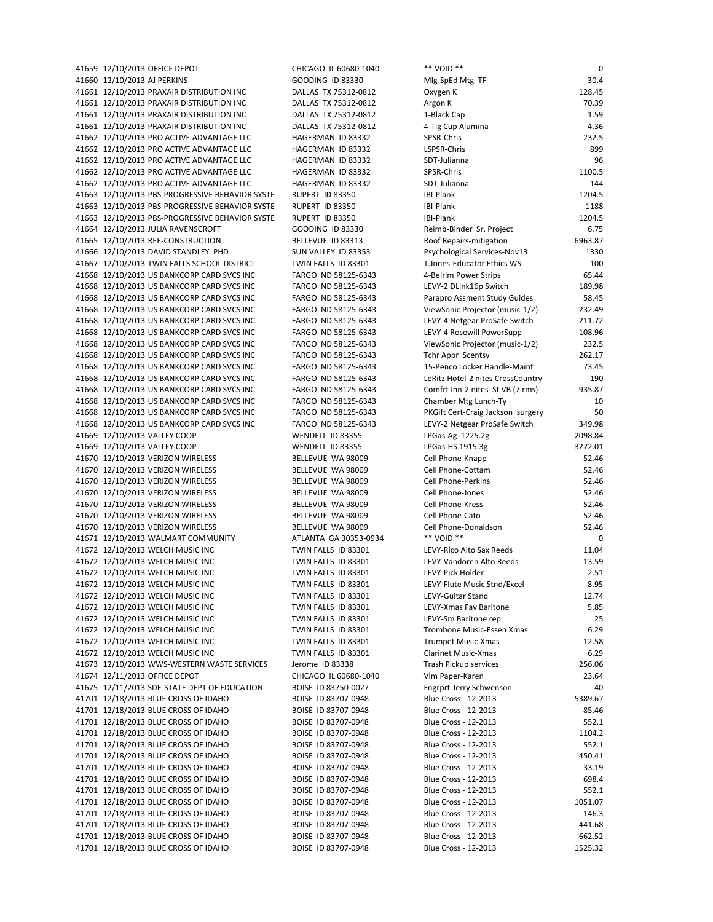| | | | | | |
|---|---|---|---|---|---|
| 41659 | 12/10/2013 | OFFICE DEPOT | CHICAGO IL 60680-1040 | ** VOID ** | 0 |
| 41660 | 12/10/2013 | AJ PERKINS | GOODING ID 83330 | Mlg-SpEd Mtg TF | 30.4 |
| 41661 | 12/10/2013 | PRAXAIR DISTRIBUTION INC | DALLAS TX 75312-0812 | Oxygen K | 128.45 |
| 41661 | 12/10/2013 | PRAXAIR DISTRIBUTION INC | DALLAS TX 75312-0812 | Argon K | 70.39 |
| 41661 | 12/10/2013 | PRAXAIR DISTRIBUTION INC | DALLAS TX 75312-0812 | 1-Black Cap | 1.59 |
| 41661 | 12/10/2013 | PRAXAIR DISTRIBUTION INC | DALLAS TX 75312-0812 | 4-Tig Cup Alumina | 4.36 |
| 41662 | 12/10/2013 | PRO ACTIVE ADVANTAGE LLC | HAGERMAN ID 83332 | SPSR-Chris | 232.5 |
| 41662 | 12/10/2013 | PRO ACTIVE ADVANTAGE LLC | HAGERMAN ID 83332 | LSPSR-Chris | 899 |
| 41662 | 12/10/2013 | PRO ACTIVE ADVANTAGE LLC | HAGERMAN ID 83332 | SDT-Julianna | 96 |
| 41662 | 12/10/2013 | PRO ACTIVE ADVANTAGE LLC | HAGERMAN ID 83332 | SPSR-Chris | 1100.5 |
| 41662 | 12/10/2013 | PRO ACTIVE ADVANTAGE LLC | HAGERMAN ID 83332 | SDT-Julianna | 144 |
| 41663 | 12/10/2013 | PBS-PROGRESSIVE BEHAVIOR SYSTE | RUPERT ID 83350 | IBI-Plank | 1204.5 |
| 41663 | 12/10/2013 | PBS-PROGRESSIVE BEHAVIOR SYSTE | RUPERT ID 83350 | IBI-Plank | 1188 |
| 41663 | 12/10/2013 | PBS-PROGRESSIVE BEHAVIOR SYSTE | RUPERT ID 83350 | IBI-Plank | 1204.5 |
| 41664 | 12/10/2013 | JULIA RAVENSCROFT | GOODING ID 83330 | Reimb-Binder Sr. Project | 6.75 |
| 41665 | 12/10/2013 | REE-CONSTRUCTION | BELLEVUE ID 83313 | Roof Repairs-mitigation | 6963.87 |
| 41666 | 12/10/2013 | DAVID STANDLEY PHD | SUN VALLEY ID 83353 | Psychological Services-Nov13 | 1330 |
| 41667 | 12/10/2013 | TWIN FALLS SCHOOL DISTRICT | TWIN FALLS ID 83301 | T.Jones-Educator Ethics WS | 100 |
| 41668 | 12/10/2013 | US BANKCORP CARD SVCS INC | FARGO ND 58125-6343 | 4-Belrim Power Strips | 65.44 |
| 41668 | 12/10/2013 | US BANKCORP CARD SVCS INC | FARGO ND 58125-6343 | LEVY-2 DLink16p Switch | 189.98 |
| 41668 | 12/10/2013 | US BANKCORP CARD SVCS INC | FARGO ND 58125-6343 | Parapro Assment Study Guides | 58.45 |
| 41668 | 12/10/2013 | US BANKCORP CARD SVCS INC | FARGO ND 58125-6343 | ViewSonic Projector (music-1/2) | 232.49 |
| 41668 | 12/10/2013 | US BANKCORP CARD SVCS INC | FARGO ND 58125-6343 | LEVY-4 Netgear ProSafe Switch | 211.72 |
| 41668 | 12/10/2013 | US BANKCORP CARD SVCS INC | FARGO ND 58125-6343 | LEVY-4 Rosewill PowerSupp | 108.96 |
| 41668 | 12/10/2013 | US BANKCORP CARD SVCS INC | FARGO ND 58125-6343 | ViewSonic Projector (music-1/2) | 232.5 |
| 41668 | 12/10/2013 | US BANKCORP CARD SVCS INC | FARGO ND 58125-6343 | Tchr Appr Scentsy | 262.17 |
| 41668 | 12/10/2013 | US BANKCORP CARD SVCS INC | FARGO ND 58125-6343 | 15-Penco Locker Handle-Maint | 73.45 |
| 41668 | 12/10/2013 | US BANKCORP CARD SVCS INC | FARGO ND 58125-6343 | LeRitz Hotel-2 nites CrossCountry | 190 |
| 41668 | 12/10/2013 | US BANKCORP CARD SVCS INC | FARGO ND 58125-6343 | Comfrt Inn-2 nites St VB (7 rms) | 935.87 |
| 41668 | 12/10/2013 | US BANKCORP CARD SVCS INC | FARGO ND 58125-6343 | Chamber Mtg Lunch-Ty | 10 |
| 41668 | 12/10/2013 | US BANKCORP CARD SVCS INC | FARGO ND 58125-6343 | PKGift Cert-Craig Jackson surgery | 50 |
| 41668 | 12/10/2013 | US BANKCORP CARD SVCS INC | FARGO ND 58125-6343 | LEVY-2 Netgear ProSafe Switch | 349.98 |
| 41669 | 12/10/2013 | VALLEY COOP | WENDELL ID 83355 | LPGas-Ag 1225.2g | 2098.84 |
| 41669 | 12/10/2013 | VALLEY COOP | WENDELL ID 83355 | LPGas-HS 1915.3g | 3272.01 |
| 41670 | 12/10/2013 | VERIZON WIRELESS | BELLEVUE WA 98009 | Cell Phone-Knapp | 52.46 |
| 41670 | 12/10/2013 | VERIZON WIRELESS | BELLEVUE WA 98009 | Cell Phone-Cottam | 52.46 |
| 41670 | 12/10/2013 | VERIZON WIRELESS | BELLEVUE WA 98009 | Cell Phone-Perkins | 52.46 |
| 41670 | 12/10/2013 | VERIZON WIRELESS | BELLEVUE WA 98009 | Cell Phone-Jones | 52.46 |
| 41670 | 12/10/2013 | VERIZON WIRELESS | BELLEVUE WA 98009 | Cell Phone-Kress | 52.46 |
| 41670 | 12/10/2013 | VERIZON WIRELESS | BELLEVUE WA 98009 | Cell Phone-Cato | 52.46 |
| 41670 | 12/10/2013 | VERIZON WIRELESS | BELLEVUE WA 98009 | Cell Phone-Donaldson | 52.46 |
| 41671 | 12/10/2013 | WALMART COMMUNITY | ATLANTA GA 30353-0934 | ** VOID ** | 0 |
| 41672 | 12/10/2013 | WELCH MUSIC INC | TWIN FALLS ID 83301 | LEVY-Rico Alto Sax Reeds | 11.04 |
| 41672 | 12/10/2013 | WELCH MUSIC INC | TWIN FALLS ID 83301 | LEVY-Vandoren Alto Reeds | 13.59 |
| 41672 | 12/10/2013 | WELCH MUSIC INC | TWIN FALLS ID 83301 | LEVY-Pick Holder | 2.51 |
| 41672 | 12/10/2013 | WELCH MUSIC INC | TWIN FALLS ID 83301 | LEVY-Flute Music Stnd/Excel | 8.95 |
| 41672 | 12/10/2013 | WELCH MUSIC INC | TWIN FALLS ID 83301 | LEVY-Guitar Stand | 12.74 |
| 41672 | 12/10/2013 | WELCH MUSIC INC | TWIN FALLS ID 83301 | LEVY-Xmas Fav Baritone | 5.85 |
| 41672 | 12/10/2013 | WELCH MUSIC INC | TWIN FALLS ID 83301 | LEVY-Sm Baritone rep | 25 |
| 41672 | 12/10/2013 | WELCH MUSIC INC | TWIN FALLS ID 83301 | Trombone Music-Essen Xmas | 6.29 |
| 41672 | 12/10/2013 | WELCH MUSIC INC | TWIN FALLS ID 83301 | Trumpet Music-Xmas | 12.58 |
| 41672 | 12/10/2013 | WELCH MUSIC INC | TWIN FALLS ID 83301 | Clarinet Music-Xmas | 6.29 |
| 41673 | 12/10/2013 | WWS-WESTERN WASTE SERVICES | Jerome ID 83338 | Trash Pickup services | 256.06 |
| 41674 | 12/11/2013 | OFFICE DEPOT | CHICAGO IL 60680-1040 | Vlm Paper-Karen | 23.64 |
| 41675 | 12/11/2013 | SDE-STATE DEPT OF EDUCATION | BOISE ID 83750-0027 | Fngrprt-Jerry Schwenson | 40 |
| 41701 | 12/18/2013 | BLUE CROSS OF IDAHO | BOISE ID 83707-0948 | Blue Cross - 12-2013 | 5389.67 |
| 41701 | 12/18/2013 | BLUE CROSS OF IDAHO | BOISE ID 83707-0948 | Blue Cross - 12-2013 | 85.46 |
| 41701 | 12/18/2013 | BLUE CROSS OF IDAHO | BOISE ID 83707-0948 | Blue Cross - 12-2013 | 552.1 |
| 41701 | 12/18/2013 | BLUE CROSS OF IDAHO | BOISE ID 83707-0948 | Blue Cross - 12-2013 | 1104.2 |
| 41701 | 12/18/2013 | BLUE CROSS OF IDAHO | BOISE ID 83707-0948 | Blue Cross - 12-2013 | 552.1 |
| 41701 | 12/18/2013 | BLUE CROSS OF IDAHO | BOISE ID 83707-0948 | Blue Cross - 12-2013 | 450.41 |
| 41701 | 12/18/2013 | BLUE CROSS OF IDAHO | BOISE ID 83707-0948 | Blue Cross - 12-2013 | 33.19 |
| 41701 | 12/18/2013 | BLUE CROSS OF IDAHO | BOISE ID 83707-0948 | Blue Cross - 12-2013 | 698.4 |
| 41701 | 12/18/2013 | BLUE CROSS OF IDAHO | BOISE ID 83707-0948 | Blue Cross - 12-2013 | 552.1 |
| 41701 | 12/18/2013 | BLUE CROSS OF IDAHO | BOISE ID 83707-0948 | Blue Cross - 12-2013 | 1051.07 |
| 41701 | 12/18/2013 | BLUE CROSS OF IDAHO | BOISE ID 83707-0948 | Blue Cross - 12-2013 | 146.3 |
| 41701 | 12/18/2013 | BLUE CROSS OF IDAHO | BOISE ID 83707-0948 | Blue Cross - 12-2013 | 441.68 |
| 41701 | 12/18/2013 | BLUE CROSS OF IDAHO | BOISE ID 83707-0948 | Blue Cross - 12-2013 | 662.52 |
| 41701 | 12/18/2013 | BLUE CROSS OF IDAHO | BOISE ID 83707-0948 | Blue Cross - 12-2013 | 1525.32 |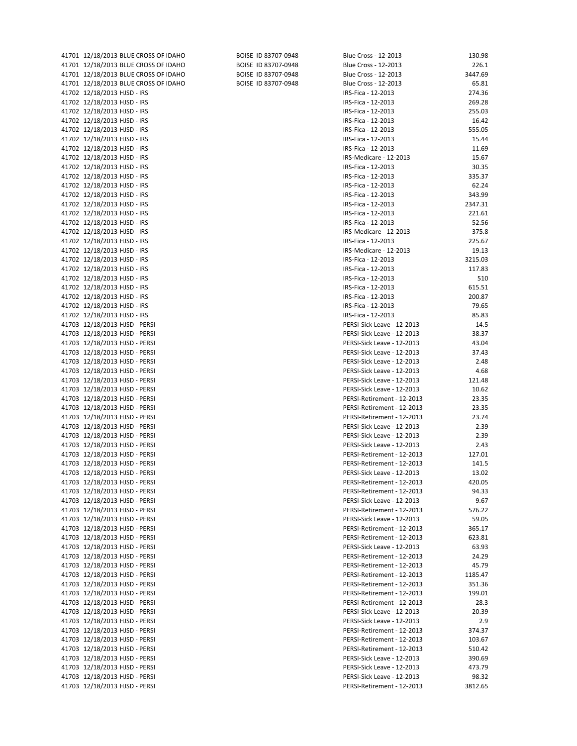| | | | | | |
|---|---|---|---|---|---|
| 41701 | 12/18/2013 | BLUE CROSS OF IDAHO | BOISE ID 83707-0948 | Blue Cross - 12-2013 | 130.98 |
| 41701 | 12/18/2013 | BLUE CROSS OF IDAHO | BOISE ID 83707-0948 | Blue Cross - 12-2013 | 226.1 |
| 41701 | 12/18/2013 | BLUE CROSS OF IDAHO | BOISE ID 83707-0948 | Blue Cross - 12-2013 | 3447.69 |
| 41701 | 12/18/2013 | BLUE CROSS OF IDAHO | BOISE ID 83707-0948 | Blue Cross - 12-2013 | 65.81 |
| 41702 | 12/18/2013 | HJSD - IRS | | IRS-Fica - 12-2013 | 274.36 |
| 41702 | 12/18/2013 | HJSD - IRS | | IRS-Fica - 12-2013 | 269.28 |
| 41702 | 12/18/2013 | HJSD - IRS | | IRS-Fica - 12-2013 | 255.03 |
| 41702 | 12/18/2013 | HJSD - IRS | | IRS-Fica - 12-2013 | 16.42 |
| 41702 | 12/18/2013 | HJSD - IRS | | IRS-Fica - 12-2013 | 555.05 |
| 41702 | 12/18/2013 | HJSD - IRS | | IRS-Fica - 12-2013 | 15.44 |
| 41702 | 12/18/2013 | HJSD - IRS | | IRS-Fica - 12-2013 | 11.69 |
| 41702 | 12/18/2013 | HJSD - IRS | | IRS-Medicare - 12-2013 | 15.67 |
| 41702 | 12/18/2013 | HJSD - IRS | | IRS-Fica - 12-2013 | 30.35 |
| 41702 | 12/18/2013 | HJSD - IRS | | IRS-Fica - 12-2013 | 335.37 |
| 41702 | 12/18/2013 | HJSD - IRS | | IRS-Fica - 12-2013 | 62.24 |
| 41702 | 12/18/2013 | HJSD - IRS | | IRS-Fica - 12-2013 | 343.99 |
| 41702 | 12/18/2013 | HJSD - IRS | | IRS-Fica - 12-2013 | 2347.31 |
| 41702 | 12/18/2013 | HJSD - IRS | | IRS-Fica - 12-2013 | 221.61 |
| 41702 | 12/18/2013 | HJSD - IRS | | IRS-Fica - 12-2013 | 52.56 |
| 41702 | 12/18/2013 | HJSD - IRS | | IRS-Medicare - 12-2013 | 375.8 |
| 41702 | 12/18/2013 | HJSD - IRS | | IRS-Fica - 12-2013 | 225.67 |
| 41702 | 12/18/2013 | HJSD - IRS | | IRS-Medicare - 12-2013 | 19.13 |
| 41702 | 12/18/2013 | HJSD - IRS | | IRS-Fica - 12-2013 | 3215.03 |
| 41702 | 12/18/2013 | HJSD - IRS | | IRS-Fica - 12-2013 | 117.83 |
| 41702 | 12/18/2013 | HJSD - IRS | | IRS-Fica - 12-2013 | 510 |
| 41702 | 12/18/2013 | HJSD - IRS | | IRS-Fica - 12-2013 | 615.51 |
| 41702 | 12/18/2013 | HJSD - IRS | | IRS-Fica - 12-2013 | 200.87 |
| 41702 | 12/18/2013 | HJSD - IRS | | IRS-Fica - 12-2013 | 79.65 |
| 41702 | 12/18/2013 | HJSD - IRS | | IRS-Fica - 12-2013 | 85.83 |
| 41703 | 12/18/2013 | HJSD - PERSI | | PERSI-Sick Leave - 12-2013 | 14.5 |
| 41703 | 12/18/2013 | HJSD - PERSI | | PERSI-Sick Leave - 12-2013 | 38.37 |
| 41703 | 12/18/2013 | HJSD - PERSI | | PERSI-Sick Leave - 12-2013 | 43.04 |
| 41703 | 12/18/2013 | HJSD - PERSI | | PERSI-Sick Leave - 12-2013 | 37.43 |
| 41703 | 12/18/2013 | HJSD - PERSI | | PERSI-Sick Leave - 12-2013 | 2.48 |
| 41703 | 12/18/2013 | HJSD - PERSI | | PERSI-Sick Leave - 12-2013 | 4.68 |
| 41703 | 12/18/2013 | HJSD - PERSI | | PERSI-Sick Leave - 12-2013 | 121.48 |
| 41703 | 12/18/2013 | HJSD - PERSI | | PERSI-Sick Leave - 12-2013 | 10.62 |
| 41703 | 12/18/2013 | HJSD - PERSI | | PERSI-Retirement - 12-2013 | 23.35 |
| 41703 | 12/18/2013 | HJSD - PERSI | | PERSI-Retirement - 12-2013 | 23.35 |
| 41703 | 12/18/2013 | HJSD - PERSI | | PERSI-Retirement - 12-2013 | 23.74 |
| 41703 | 12/18/2013 | HJSD - PERSI | | PERSI-Sick Leave - 12-2013 | 2.39 |
| 41703 | 12/18/2013 | HJSD - PERSI | | PERSI-Sick Leave - 12-2013 | 2.39 |
| 41703 | 12/18/2013 | HJSD - PERSI | | PERSI-Sick Leave - 12-2013 | 2.43 |
| 41703 | 12/18/2013 | HJSD - PERSI | | PERSI-Retirement - 12-2013 | 127.01 |
| 41703 | 12/18/2013 | HJSD - PERSI | | PERSI-Retirement - 12-2013 | 141.5 |
| 41703 | 12/18/2013 | HJSD - PERSI | | PERSI-Sick Leave - 12-2013 | 13.02 |
| 41703 | 12/18/2013 | HJSD - PERSI | | PERSI-Retirement - 12-2013 | 420.05 |
| 41703 | 12/18/2013 | HJSD - PERSI | | PERSI-Retirement - 12-2013 | 94.33 |
| 41703 | 12/18/2013 | HJSD - PERSI | | PERSI-Sick Leave - 12-2013 | 9.67 |
| 41703 | 12/18/2013 | HJSD - PERSI | | PERSI-Retirement - 12-2013 | 576.22 |
| 41703 | 12/18/2013 | HJSD - PERSI | | PERSI-Sick Leave - 12-2013 | 59.05 |
| 41703 | 12/18/2013 | HJSD - PERSI | | PERSI-Retirement - 12-2013 | 365.17 |
| 41703 | 12/18/2013 | HJSD - PERSI | | PERSI-Retirement - 12-2013 | 623.81 |
| 41703 | 12/18/2013 | HJSD - PERSI | | PERSI-Sick Leave - 12-2013 | 63.93 |
| 41703 | 12/18/2013 | HJSD - PERSI | | PERSI-Retirement - 12-2013 | 24.29 |
| 41703 | 12/18/2013 | HJSD - PERSI | | PERSI-Retirement - 12-2013 | 45.79 |
| 41703 | 12/18/2013 | HJSD - PERSI | | PERSI-Retirement - 12-2013 | 1185.47 |
| 41703 | 12/18/2013 | HJSD - PERSI | | PERSI-Retirement - 12-2013 | 351.36 |
| 41703 | 12/18/2013 | HJSD - PERSI | | PERSI-Retirement - 12-2013 | 199.01 |
| 41703 | 12/18/2013 | HJSD - PERSI | | PERSI-Retirement - 12-2013 | 28.3 |
| 41703 | 12/18/2013 | HJSD - PERSI | | PERSI-Sick Leave - 12-2013 | 20.39 |
| 41703 | 12/18/2013 | HJSD - PERSI | | PERSI-Sick Leave - 12-2013 | 2.9 |
| 41703 | 12/18/2013 | HJSD - PERSI | | PERSI-Retirement - 12-2013 | 374.37 |
| 41703 | 12/18/2013 | HJSD - PERSI | | PERSI-Retirement - 12-2013 | 103.67 |
| 41703 | 12/18/2013 | HJSD - PERSI | | PERSI-Retirement - 12-2013 | 510.42 |
| 41703 | 12/18/2013 | HJSD - PERSI | | PERSI-Sick Leave - 12-2013 | 390.69 |
| 41703 | 12/18/2013 | HJSD - PERSI | | PERSI-Sick Leave - 12-2013 | 473.79 |
| 41703 | 12/18/2013 | HJSD - PERSI | | PERSI-Sick Leave - 12-2013 | 98.32 |
| 41703 | 12/18/2013 | HJSD - PERSI | | PERSI-Retirement - 12-2013 | 3812.65 |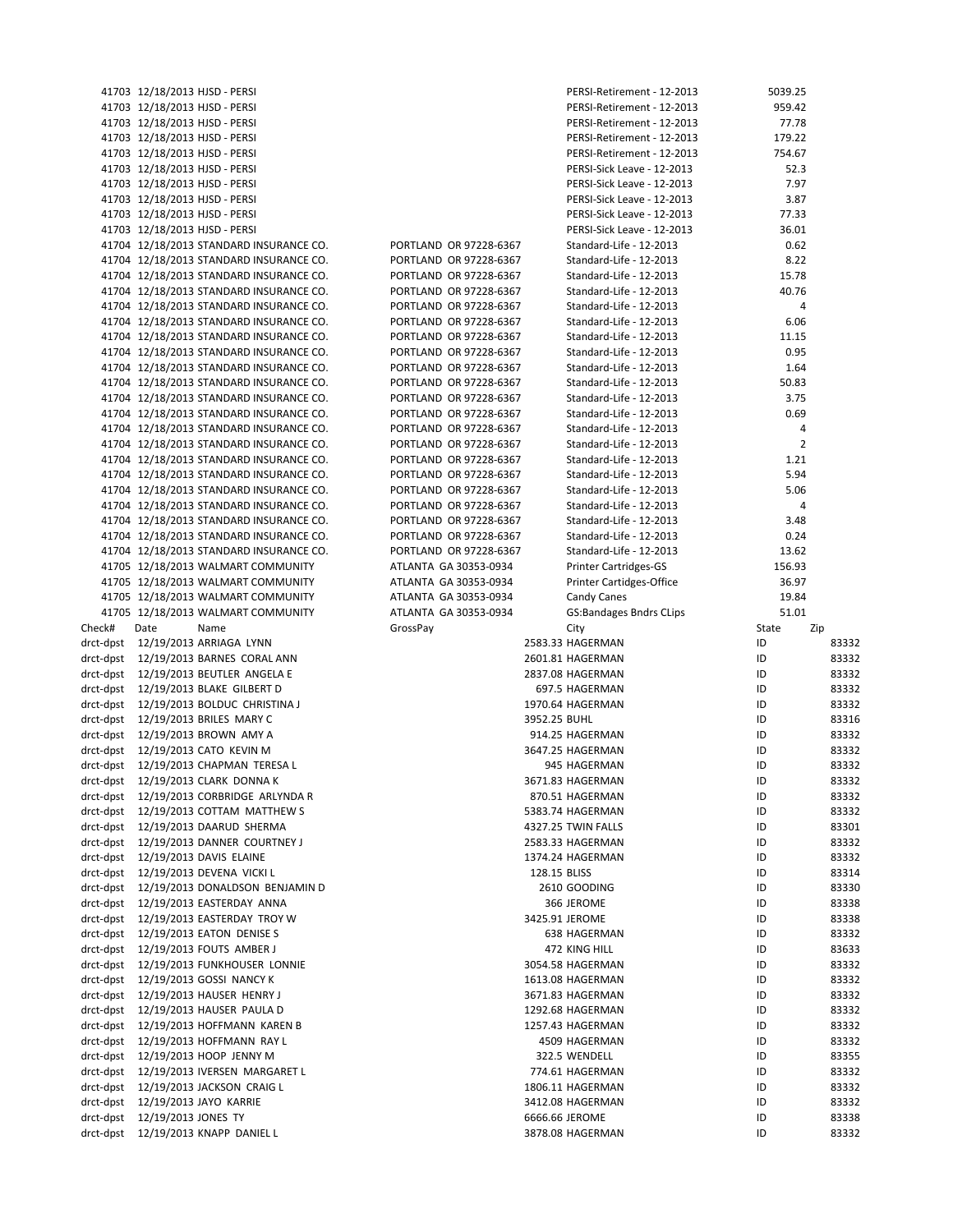| | | | | | |
|---|---|---|---|---|---|
| 41703 | 12/18/2013 | HJSD - PERSI | | PERSI-Retirement - 12-2013 | 5039.25 |
| 41703 | 12/18/2013 | HJSD - PERSI | | PERSI-Retirement - 12-2013 | 959.42 |
| 41703 | 12/18/2013 | HJSD - PERSI | | PERSI-Retirement - 12-2013 | 77.78 |
| 41703 | 12/18/2013 | HJSD - PERSI | | PERSI-Retirement - 12-2013 | 179.22 |
| 41703 | 12/18/2013 | HJSD - PERSI | | PERSI-Retirement - 12-2013 | 754.67 |
| 41703 | 12/18/2013 | HJSD - PERSI | | PERSI-Sick Leave - 12-2013 | 52.3 |
| 41703 | 12/18/2013 | HJSD - PERSI | | PERSI-Sick Leave - 12-2013 | 7.97 |
| 41703 | 12/18/2013 | HJSD - PERSI | | PERSI-Sick Leave - 12-2013 | 3.87 |
| 41703 | 12/18/2013 | HJSD - PERSI | | PERSI-Sick Leave - 12-2013 | 77.33 |
| 41703 | 12/18/2013 | HJSD - PERSI | | PERSI-Sick Leave - 12-2013 | 36.01 |
| 41704 | 12/18/2013 | STANDARD INSURANCE CO. | PORTLAND OR 97228-6367 | Standard-Life - 12-2013 | 0.62 |
| 41704 | 12/18/2013 | STANDARD INSURANCE CO. | PORTLAND OR 97228-6367 | Standard-Life - 12-2013 | 8.22 |
| 41704 | 12/18/2013 | STANDARD INSURANCE CO. | PORTLAND OR 97228-6367 | Standard-Life - 12-2013 | 15.78 |
| 41704 | 12/18/2013 | STANDARD INSURANCE CO. | PORTLAND OR 97228-6367 | Standard-Life - 12-2013 | 40.76 |
| 41704 | 12/18/2013 | STANDARD INSURANCE CO. | PORTLAND OR 97228-6367 | Standard-Life - 12-2013 | 4 |
| 41704 | 12/18/2013 | STANDARD INSURANCE CO. | PORTLAND OR 97228-6367 | Standard-Life - 12-2013 | 6.06 |
| 41704 | 12/18/2013 | STANDARD INSURANCE CO. | PORTLAND OR 97228-6367 | Standard-Life - 12-2013 | 11.15 |
| 41704 | 12/18/2013 | STANDARD INSURANCE CO. | PORTLAND OR 97228-6367 | Standard-Life - 12-2013 | 0.95 |
| 41704 | 12/18/2013 | STANDARD INSURANCE CO. | PORTLAND OR 97228-6367 | Standard-Life - 12-2013 | 1.64 |
| 41704 | 12/18/2013 | STANDARD INSURANCE CO. | PORTLAND OR 97228-6367 | Standard-Life - 12-2013 | 50.83 |
| 41704 | 12/18/2013 | STANDARD INSURANCE CO. | PORTLAND OR 97228-6367 | Standard-Life - 12-2013 | 3.75 |
| 41704 | 12/18/2013 | STANDARD INSURANCE CO. | PORTLAND OR 97228-6367 | Standard-Life - 12-2013 | 0.69 |
| 41704 | 12/18/2013 | STANDARD INSURANCE CO. | PORTLAND OR 97228-6367 | Standard-Life - 12-2013 | 4 |
| 41704 | 12/18/2013 | STANDARD INSURANCE CO. | PORTLAND OR 97228-6367 | Standard-Life - 12-2013 | 2 |
| 41704 | 12/18/2013 | STANDARD INSURANCE CO. | PORTLAND OR 97228-6367 | Standard-Life - 12-2013 | 1.21 |
| 41704 | 12/18/2013 | STANDARD INSURANCE CO. | PORTLAND OR 97228-6367 | Standard-Life - 12-2013 | 5.94 |
| 41704 | 12/18/2013 | STANDARD INSURANCE CO. | PORTLAND OR 97228-6367 | Standard-Life - 12-2013 | 5.06 |
| 41704 | 12/18/2013 | STANDARD INSURANCE CO. | PORTLAND OR 97228-6367 | Standard-Life - 12-2013 | 4 |
| 41704 | 12/18/2013 | STANDARD INSURANCE CO. | PORTLAND OR 97228-6367 | Standard-Life - 12-2013 | 3.48 |
| 41704 | 12/18/2013 | STANDARD INSURANCE CO. | PORTLAND OR 97228-6367 | Standard-Life - 12-2013 | 0.24 |
| 41704 | 12/18/2013 | STANDARD INSURANCE CO. | PORTLAND OR 97228-6367 | Standard-Life - 12-2013 | 13.62 |
| 41705 | 12/18/2013 | WALMART COMMUNITY | ATLANTA GA 30353-0934 | Printer Cartridges-GS | 156.93 |
| 41705 | 12/18/2013 | WALMART COMMUNITY | ATLANTA GA 30353-0934 | Printer Cartidges-Office | 36.97 |
| 41705 | 12/18/2013 | WALMART COMMUNITY | ATLANTA GA 30353-0934 | Candy Canes | 19.84 |
| 41705 | 12/18/2013 | WALMART COMMUNITY | ATLANTA GA 30353-0934 | GS:Bandages Bndrs CLips | 51.01 |

| Check# | Date | Name | GrossPay | City | State | Zip |
|---|---|---|---|---|---|---|
| drct-dpst | 12/19/2013 | ARRIAGA LYNN | 2583.33 | HAGERMAN | ID | 83332 |
| drct-dpst | 12/19/2013 | BARNES CORAL ANN | 2601.81 | HAGERMAN | ID | 83332 |
| drct-dpst | 12/19/2013 | BEUTLER ANGELA E | 2837.08 | HAGERMAN | ID | 83332 |
| drct-dpst | 12/19/2013 | BLAKE GILBERT D | 697.5 | HAGERMAN | ID | 83332 |
| drct-dpst | 12/19/2013 | BOLDUC CHRISTINA J | 1970.64 | HAGERMAN | ID | 83332 |
| drct-dpst | 12/19/2013 | BRILES MARY C | 3952.25 | BUHL | ID | 83316 |
| drct-dpst | 12/19/2013 | BROWN AMY A | 914.25 | HAGERMAN | ID | 83332 |
| drct-dpst | 12/19/2013 | CATO KEVIN M | 3647.25 | HAGERMAN | ID | 83332 |
| drct-dpst | 12/19/2013 | CHAPMAN TERESA L | 945 | HAGERMAN | ID | 83332 |
| drct-dpst | 12/19/2013 | CLARK DONNA K | 3671.83 | HAGERMAN | ID | 83332 |
| drct-dpst | 12/19/2013 | CORBRIDGE ARLYNDA R | 870.51 | HAGERMAN | ID | 83332 |
| drct-dpst | 12/19/2013 | COTTAM MATTHEW S | 5383.74 | HAGERMAN | ID | 83332 |
| drct-dpst | 12/19/2013 | DAARUD SHERMA | 4327.25 | TWIN FALLS | ID | 83301 |
| drct-dpst | 12/19/2013 | DANNER COURTNEY J | 2583.33 | HAGERMAN | ID | 83332 |
| drct-dpst | 12/19/2013 | DAVIS ELAINE | 1374.24 | HAGERMAN | ID | 83332 |
| drct-dpst | 12/19/2013 | DEVENA VICKI L | 128.15 | BLISS | ID | 83314 |
| drct-dpst | 12/19/2013 | DONALDSON BENJAMIN D | 2610 | GOODING | ID | 83330 |
| drct-dpst | 12/19/2013 | EASTERDAY ANNA | 366 | JEROME | ID | 83338 |
| drct-dpst | 12/19/2013 | EASTERDAY TROY W | 3425.91 | JEROME | ID | 83338 |
| drct-dpst | 12/19/2013 | EATON DENISE S | 638 | HAGERMAN | ID | 83332 |
| drct-dpst | 12/19/2013 | FOUTS AMBER J | 472 | KING HILL | ID | 83633 |
| drct-dpst | 12/19/2013 | FUNKHOUSER LONNIE | 3054.58 | HAGERMAN | ID | 83332 |
| drct-dpst | 12/19/2013 | GOSSI NANCY K | 1613.08 | HAGERMAN | ID | 83332 |
| drct-dpst | 12/19/2013 | HAUSER HENRY J | 3671.83 | HAGERMAN | ID | 83332 |
| drct-dpst | 12/19/2013 | HAUSER PAULA D | 1292.68 | HAGERMAN | ID | 83332 |
| drct-dpst | 12/19/2013 | HOFFMANN KAREN B | 1257.43 | HAGERMAN | ID | 83332 |
| drct-dpst | 12/19/2013 | HOFFMANN RAY L | 4509 | HAGERMAN | ID | 83332 |
| drct-dpst | 12/19/2013 | HOOP JENNY M | 322.5 | WENDELL | ID | 83355 |
| drct-dpst | 12/19/2013 | IVERSEN MARGARET L | 774.61 | HAGERMAN | ID | 83332 |
| drct-dpst | 12/19/2013 | JACKSON CRAIG L | 1806.11 | HAGERMAN | ID | 83332 |
| drct-dpst | 12/19/2013 | JAYO KARRIE | 3412.08 | HAGERMAN | ID | 83332 |
| drct-dpst | 12/19/2013 | JONES TY | 6666.66 | JEROME | ID | 83338 |
| drct-dpst | 12/19/2013 | KNAPP DANIEL L | 3878.08 | HAGERMAN | ID | 83332 |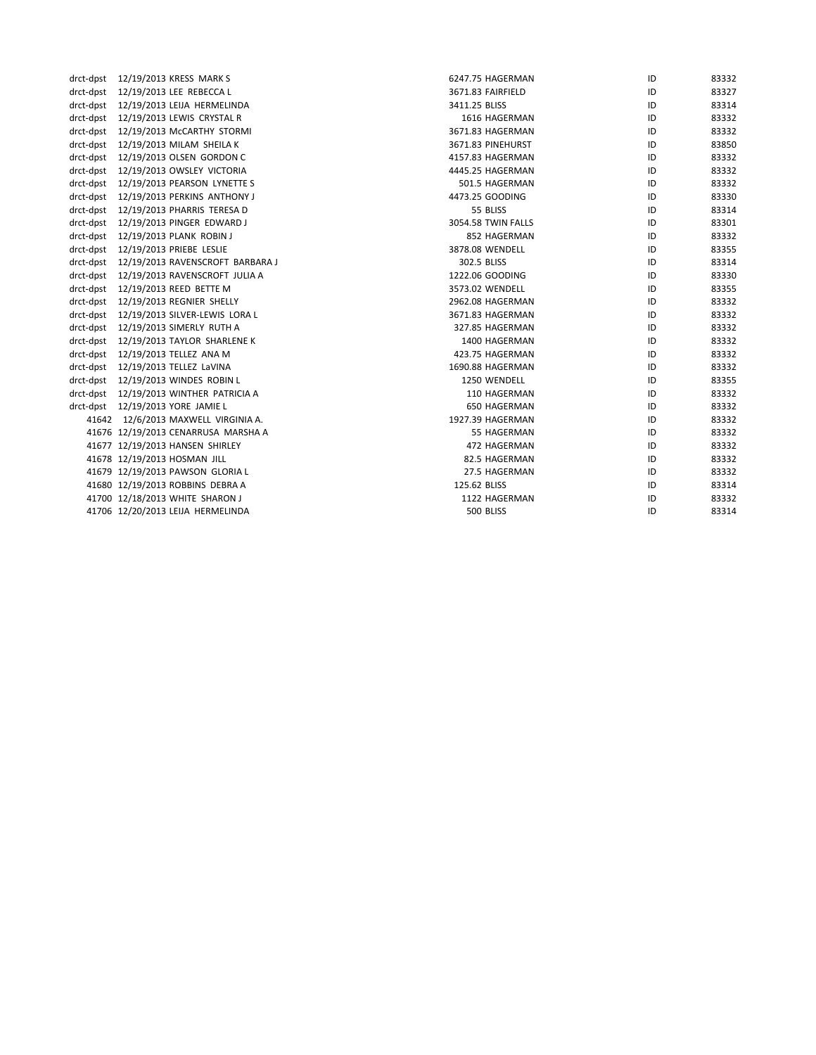| | | | | | | |
|---|---|---|---|---|---|---|
| drct-dpst | 12/19/2013 | KRESS MARK S | 6247.75 | HAGERMAN | ID | 83332 |
| drct-dpst | 12/19/2013 | LEE REBECCA L | 3671.83 | FAIRFIELD | ID | 83327 |
| drct-dpst | 12/19/2013 | LEIJA HERMELINDA | 3411.25 | BLISS | ID | 83314 |
| drct-dpst | 12/19/2013 | LEWIS CRYSTAL R | 1616 | HAGERMAN | ID | 83332 |
| drct-dpst | 12/19/2013 | McCARTHY STORMI | 3671.83 | HAGERMAN | ID | 83332 |
| drct-dpst | 12/19/2013 | MILAM SHEILA K | 3671.83 | PINEHURST | ID | 83850 |
| drct-dpst | 12/19/2013 | OLSEN GORDON C | 4157.83 | HAGERMAN | ID | 83332 |
| drct-dpst | 12/19/2013 | OWSLEY VICTORIA | 4445.25 | HAGERMAN | ID | 83332 |
| drct-dpst | 12/19/2013 | PEARSON LYNETTE S | 501.5 | HAGERMAN | ID | 83332 |
| drct-dpst | 12/19/2013 | PERKINS ANTHONY J | 4473.25 | GOODING | ID | 83330 |
| drct-dpst | 12/19/2013 | PHARRIS TERESA D | 55 | BLISS | ID | 83314 |
| drct-dpst | 12/19/2013 | PINGER EDWARD J | 3054.58 | TWIN FALLS | ID | 83301 |
| drct-dpst | 12/19/2013 | PLANK ROBIN J | 852 | HAGERMAN | ID | 83332 |
| drct-dpst | 12/19/2013 | PRIEBE LESLIE | 3878.08 | WENDELL | ID | 83355 |
| drct-dpst | 12/19/2013 | RAVENSCROFT BARBARA J | 302.5 | BLISS | ID | 83314 |
| drct-dpst | 12/19/2013 | RAVENSCROFT JULIA A | 1222.06 | GOODING | ID | 83330 |
| drct-dpst | 12/19/2013 | REED BETTE M | 3573.02 | WENDELL | ID | 83355 |
| drct-dpst | 12/19/2013 | REGNIER SHELLY | 2962.08 | HAGERMAN | ID | 83332 |
| drct-dpst | 12/19/2013 | SILVER-LEWIS LORA L | 3671.83 | HAGERMAN | ID | 83332 |
| drct-dpst | 12/19/2013 | SIMERLY RUTH A | 327.85 | HAGERMAN | ID | 83332 |
| drct-dpst | 12/19/2013 | TAYLOR SHARLENE K | 1400 | HAGERMAN | ID | 83332 |
| drct-dpst | 12/19/2013 | TELLEZ ANA M | 423.75 | HAGERMAN | ID | 83332 |
| drct-dpst | 12/19/2013 | TELLEZ LaVINA | 1690.88 | HAGERMAN | ID | 83332 |
| drct-dpst | 12/19/2013 | WINDES ROBIN L | 1250 | WENDELL | ID | 83355 |
| drct-dpst | 12/19/2013 | WINTHER PATRICIA A | 110 | HAGERMAN | ID | 83332 |
| drct-dpst | 12/19/2013 | YORE JAMIE L | 650 | HAGERMAN | ID | 83332 |
| 41642 | 12/6/2013 | MAXWELL VIRGINIA A. | 1927.39 | HAGERMAN | ID | 83332 |
| 41676 | 12/19/2013 | CENARRUSA MARSHA A | 55 | HAGERMAN | ID | 83332 |
| 41677 | 12/19/2013 | HANSEN SHIRLEY | 472 | HAGERMAN | ID | 83332 |
| 41678 | 12/19/2013 | HOSMAN JILL | 82.5 | HAGERMAN | ID | 83332 |
| 41679 | 12/19/2013 | PAWSON GLORIA L | 27.5 | HAGERMAN | ID | 83332 |
| 41680 | 12/19/2013 | ROBBINS DEBRA A | 125.62 | BLISS | ID | 83314 |
| 41700 | 12/18/2013 | WHITE SHARON J | 1122 | HAGERMAN | ID | 83332 |
| 41706 | 12/20/2013 | LEIJA HERMELINDA | 500 | BLISS | ID | 83314 |